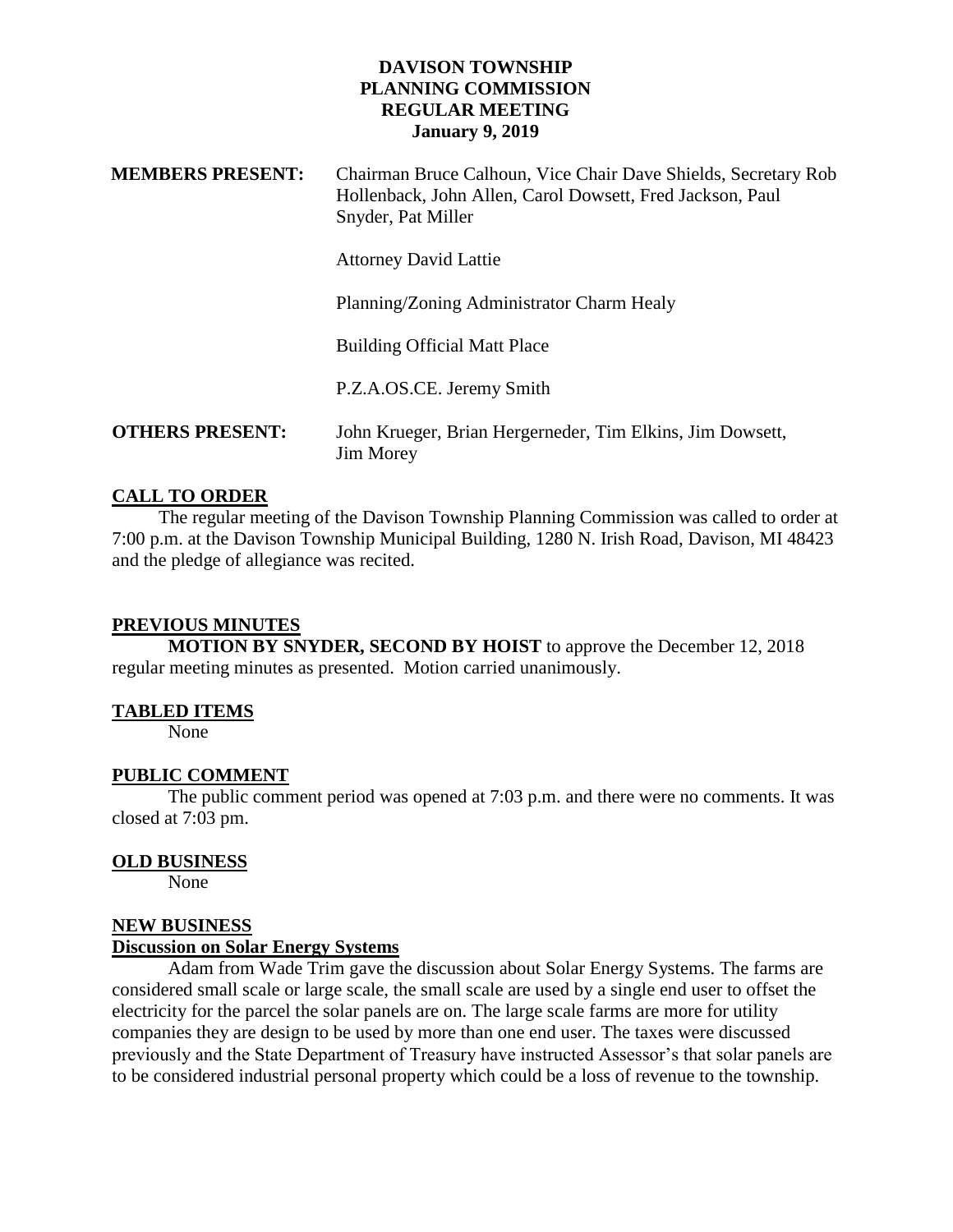# DAVISON TOWNSHIP
# PLANNING COMMISSION
# REGULAR MEETING
# January 9, 2019

**MEMBERS PRESENT:** Chairman Bruce Calhoun, Vice Chair Dave Shields, Secretary Rob Hollenback, John Allen, Carol Dowsett, Fred Jackson, Paul Snyder, Pat Miller

Attorney David Lattie

Planning/Zoning Administrator Charm Healy

Building Official Matt Place

P.Z.A.OS.CE. Jeremy Smith

**OTHERS PRESENT:** John Krueger, Brian Hergerneder, Tim Elkins, Jim Dowsett, Jim Morey

## CALL TO ORDER

The regular meeting of the Davison Township Planning Commission was called to order at 7:00 p.m. at the Davison Township Municipal Building, 1280 N. Irish Road, Davison, MI 48423 and the pledge of allegiance was recited.

## PREVIOUS MINUTES

**MOTION BY SNYDER, SECOND BY HOIST** to approve the December 12, 2018 regular meeting minutes as presented. Motion carried unanimously.

## TABLED ITEMS

None

## PUBLIC COMMENT

The public comment period was opened at 7:03 p.m. and there were no comments. It was closed at 7:03 pm.

## OLD BUSINESS

None

## NEW BUSINESS

### Discussion on Solar Energy Systems

Adam from Wade Trim gave the discussion about Solar Energy Systems. The farms are considered small scale or large scale, the small scale are used by a single end user to offset the electricity for the parcel the solar panels are on. The large scale farms are more for utility companies they are design to be used by more than one end user. The taxes were discussed previously and the State Department of Treasury have instructed Assessor's that solar panels are to be considered industrial personal property which could be a loss of revenue to the township.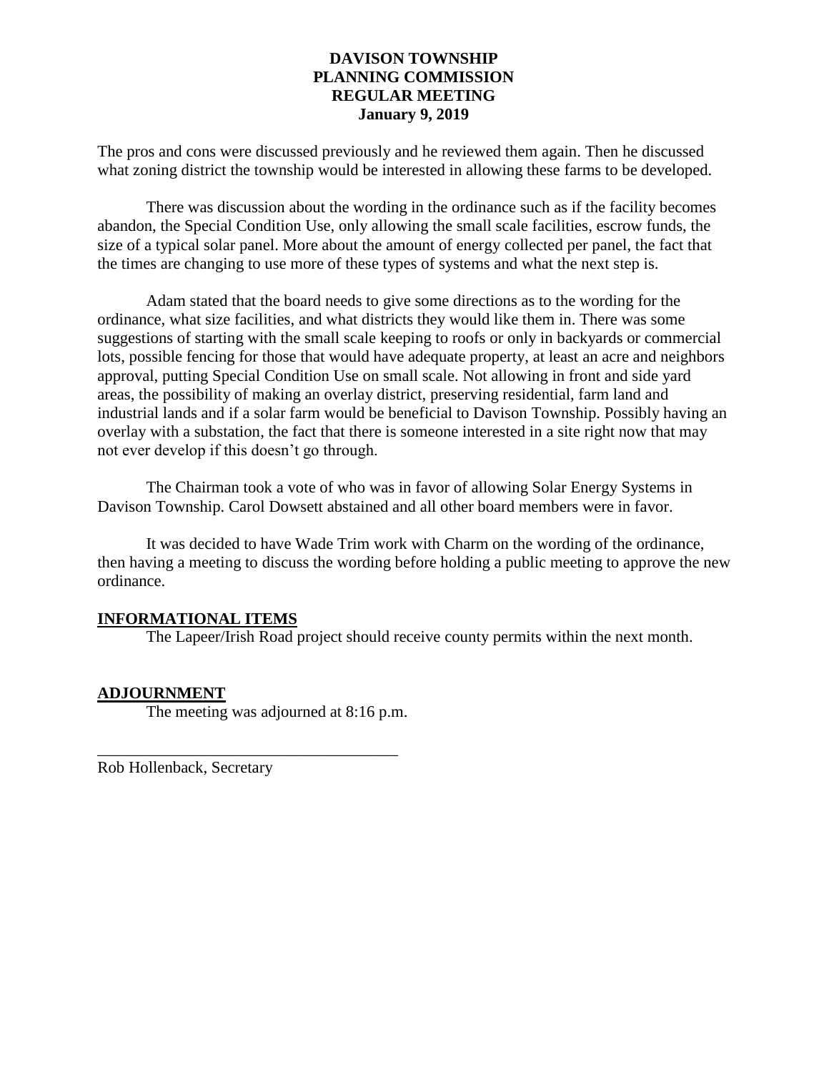The pros and cons were discussed previously and he reviewed them again. Then he discussed what zoning district the township would be interested in allowing these farms to be developed.

There was discussion about the wording in the ordinance such as if the facility becomes abandon, the Special Condition Use, only allowing the small scale facilities, escrow funds, the size of a typical solar panel. More about the amount of energy collected per panel, the fact that the times are changing to use more of these types of systems and what the next step is.

Adam stated that the board needs to give some directions as to the wording for the ordinance, what size facilities, and what districts they would like them in. There was some suggestions of starting with the small scale keeping to roofs or only in backyards or commercial lots, possible fencing for those that would have adequate property, at least an acre and neighbors approval, putting Special Condition Use on small scale. Not allowing in front and side yard areas, the possibility of making an overlay district, preserving residential, farm land and industrial lands and if a solar farm would be beneficial to Davison Township. Possibly having an overlay with a substation, the fact that there is someone interested in a site right now that may not ever develop if this doesn't go through.

The Chairman took a vote of who was in favor of allowing Solar Energy Systems in Davison Township. Carol Dowsett abstained and all other board members were in favor.

It was decided to have Wade Trim work with Charm on the wording of the ordinance, then having a meeting to discuss the wording before holding a public meeting to approve the new ordinance.

## INFORMATIONAL ITEMS

The Lapeer/Irish Road project should receive county permits within the next month.

## ADJOURNMENT

The meeting was adjourned at 8:16 p.m.

______________________________________
Rob Hollenback, Secretary